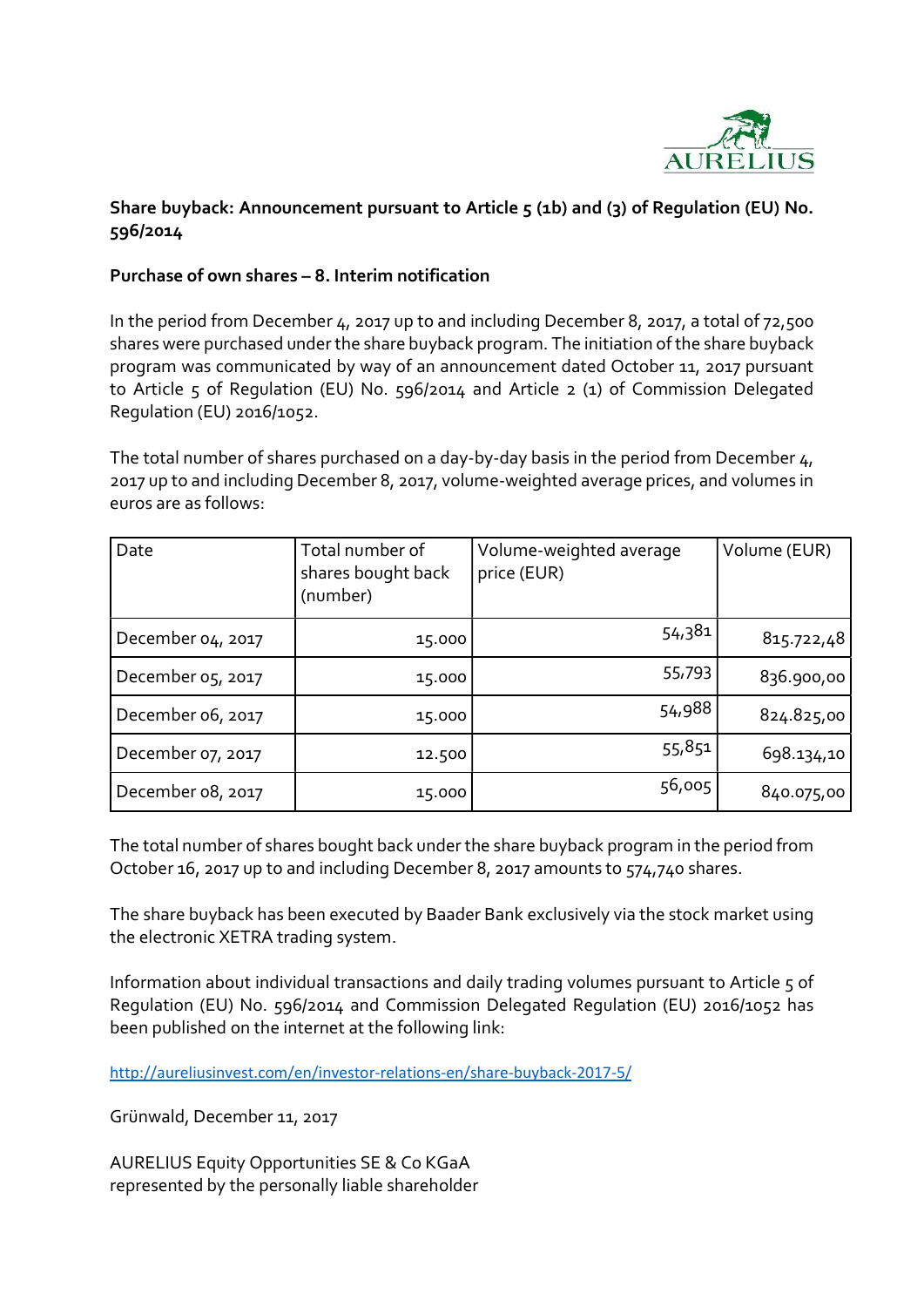**Share buyback: Announcement pursuant to Article 5 (1b) and (3) of Regulation (EU) No. 596/2014**

**Purchase of own shares – 8. Interim notification**

In the period from December 4, 2017 up to and including December 8, 2017, a total of 72,500 shares were purchased under the share buyback program. The initiation of the share buyback program was communicated by way of an announcement dated October 11, 2017 pursuant to Article 5 of Regulation (EU) No. 596/2014 and Article 2 (1) of Commission Delegated Regulation (EU) 2016/1052.

The total number of shares purchased on a day-by-day basis in the period from December 4, 2017 up to and including December 8, 2017, volume-weighted average prices, and volumes in euros are as follows:

| Date | Total number of shares bought back (number) | Volume-weighted average price (EUR) | Volume (EUR) |
|---|---|---|---|
| December 04, 2017 | 15.000 | 54,381 | 815.722,48 |
| December 05, 2017 | 15.000 | 55,793 | 836.900,00 |
| December 06, 2017 | 15.000 | 54,988 | 824.825,00 |
| December 07, 2017 | 12.500 | 55,851 | 698.134,10 |
| December 08, 2017 | 15.000 | 56,005 | 840.075,00 |

The total number of shares bought back under the share buyback program in the period from October 16, 2017 up to and including December 8, 2017 amounts to 574,740 shares.

The share buyback has been executed by Baader Bank exclusively via the stock market using the electronic XETRA trading system.

Information about individual transactions and daily trading volumes pursuant to Article 5 of Regulation (EU) No. 596/2014 and Commission Delegated Regulation (EU) 2016/1052 has been published on the internet at the following link:

http://aureliusinvest.com/en/investor-relations-en/share-buyback-2017-5/

Grünwald, December 11, 2017

AURELIUS Equity Opportunities SE & Co KGaA
represented by the personally liable shareholder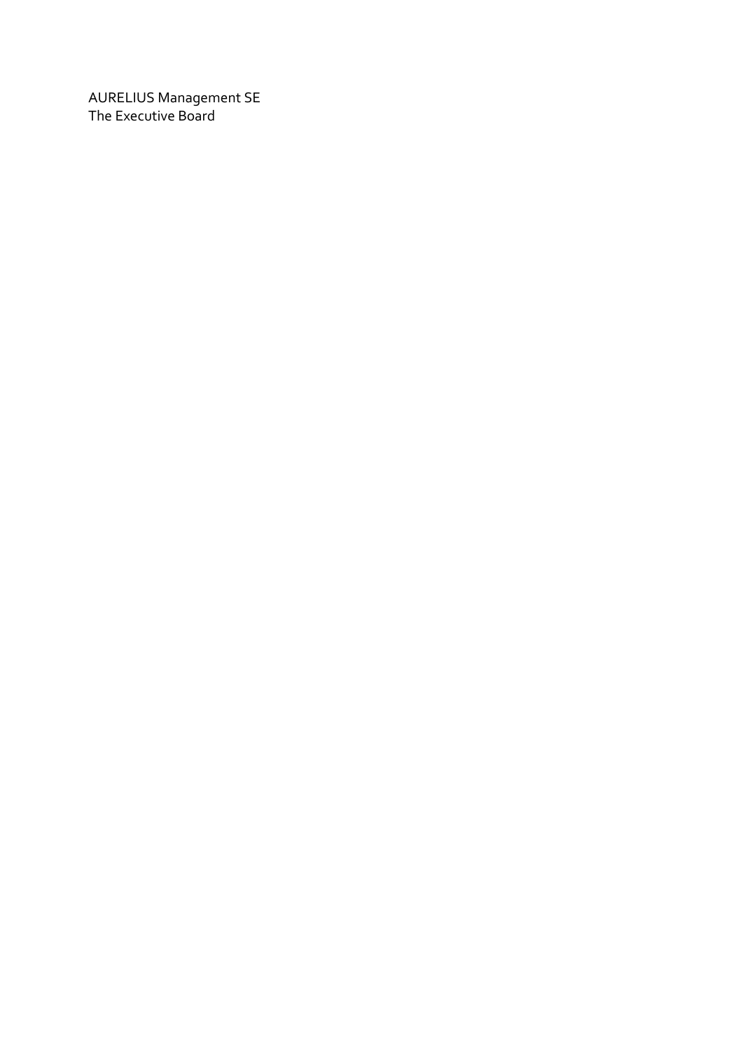AURELIUS Management SE
The Executive Board